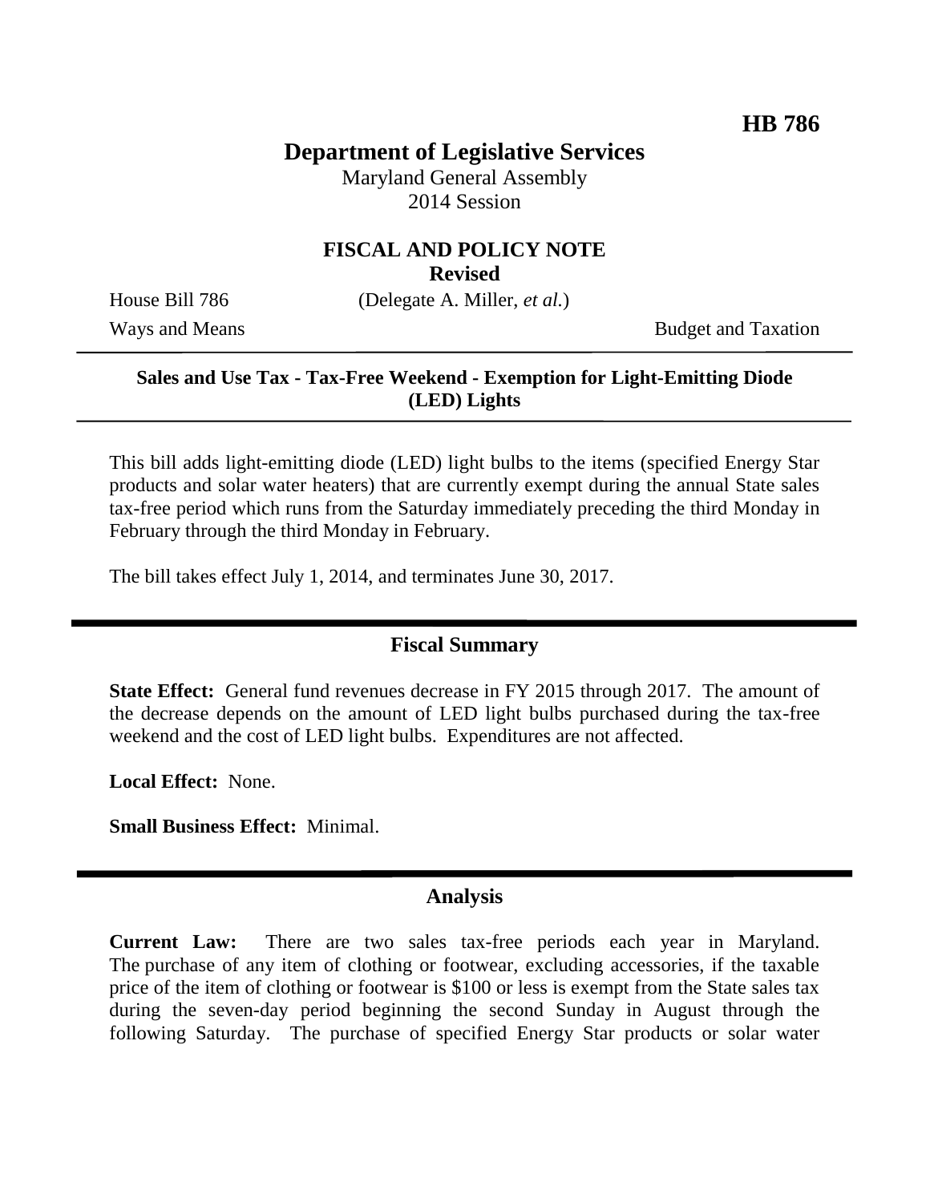**HB 786**

# Department of Legislative Services

Maryland General Assembly
2014 Session

## FISCAL AND POLICY NOTE
**Revised**

House Bill 786 (Delegate A. Miller, *et al.*)
Ways and Means Budget and Taxation

---

**Sales and Use Tax - Tax-Free Weekend - Exemption for Light-Emitting Diode (LED) Lights**

---

This bill adds light-emitting diode (LED) light bulbs to the items (specified Energy Star products and solar water heaters) that are currently exempt during the annual State sales tax-free period which runs from the Saturday immediately preceding the third Monday in February through the third Monday in February.

The bill takes effect July 1, 2014, and terminates June 30, 2017.

---

## Fiscal Summary

**State Effect:** General fund revenues decrease in FY 2015 through 2017. The amount of the decrease depends on the amount of LED light bulbs purchased during the tax-free weekend and the cost of LED light bulbs. Expenditures are not affected.

**Local Effect:** None.

**Small Business Effect:** Minimal.

---

## Analysis

**Current Law:** There are two sales tax-free periods each year in Maryland. The purchase of any item of clothing or footwear, excluding accessories, if the taxable price of the item of clothing or footwear is $100 or less is exempt from the State sales tax during the seven-day period beginning the second Sunday in August through the following Saturday. The purchase of specified Energy Star products or solar water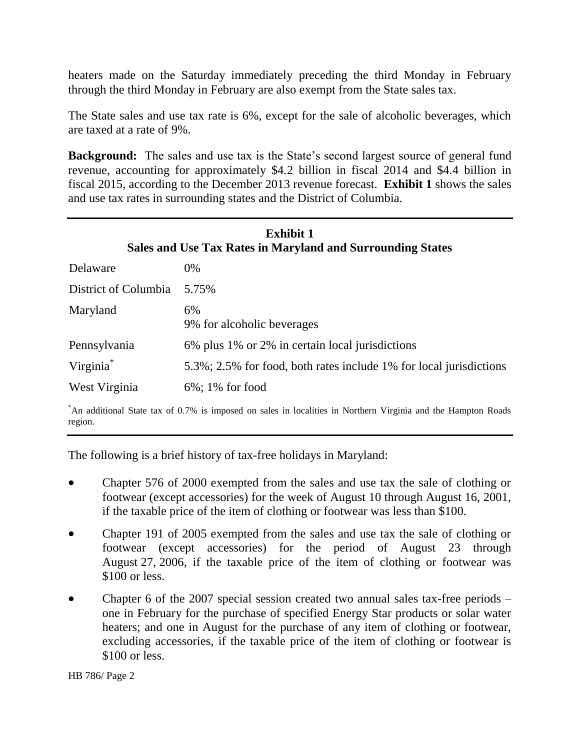heaters made on the Saturday immediately preceding the third Monday in February through the third Monday in February are also exempt from the State sales tax.

The State sales and use tax rate is 6%, except for the sale of alcoholic beverages, which are taxed at a rate of 9%.

**Background:** The sales and use tax is the State's second largest source of general fund revenue, accounting for approximately $4.2 billion in fiscal 2014 and $4.4 billion in fiscal 2015, according to the December 2013 revenue forecast. **Exhibit 1** shows the sales and use tax rates in surrounding states and the District of Columbia.

**Exhibit 1**
**Sales and Use Tax Rates in Maryland and Surrounding States**

| | |
|---|---|
| Delaware | 0% |
| District of Columbia | 5.75% |
| Maryland | 6%<br>9% for alcoholic beverages |
| Pennsylvania | 6% plus 1% or 2% in certain local jurisdictions |
| Virginia* | 5.3%; 2.5% for food, both rates include 1% for local jurisdictions |
| West Virginia | 6%; 1% for food |

*An additional State tax of 0.7% is imposed on sales in localities in Northern Virginia and the Hampton Roads region.

The following is a brief history of tax-free holidays in Maryland:

- Chapter 576 of 2000 exempted from the sales and use tax the sale of clothing or footwear (except accessories) for the week of August 10 through August 16, 2001, if the taxable price of the item of clothing or footwear was less than $100.
- Chapter 191 of 2005 exempted from the sales and use tax the sale of clothing or footwear (except accessories) for the period of August 23 through August 27, 2006, if the taxable price of the item of clothing or footwear was $100 or less.
- Chapter 6 of the 2007 special session created two annual sales tax-free periods – one in February for the purchase of specified Energy Star products or solar water heaters; and one in August for the purchase of any item of clothing or footwear, excluding accessories, if the taxable price of the item of clothing or footwear is $100 or less.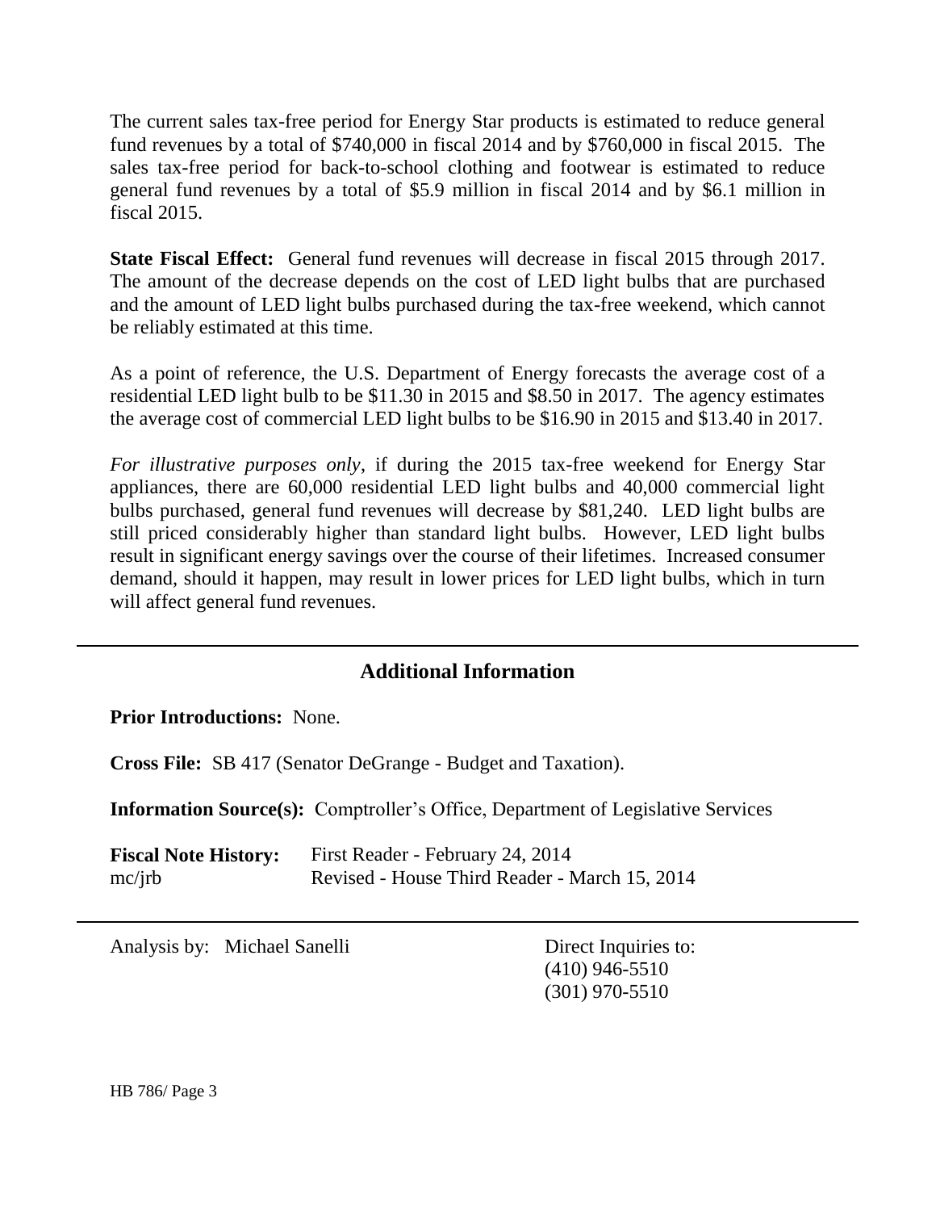The current sales tax-free period for Energy Star products is estimated to reduce general fund revenues by a total of $740,000 in fiscal 2014 and by $760,000 in fiscal 2015. The sales tax-free period for back-to-school clothing and footwear is estimated to reduce general fund revenues by a total of $5.9 million in fiscal 2014 and by $6.1 million in fiscal 2015.

**State Fiscal Effect:** General fund revenues will decrease in fiscal 2015 through 2017. The amount of the decrease depends on the cost of LED light bulbs that are purchased and the amount of LED light bulbs purchased during the tax-free weekend, which cannot be reliably estimated at this time.

As a point of reference, the U.S. Department of Energy forecasts the average cost of a residential LED light bulb to be $11.30 in 2015 and $8.50 in 2017. The agency estimates the average cost of commercial LED light bulbs to be $16.90 in 2015 and $13.40 in 2017.

*For illustrative purposes only*, if during the 2015 tax-free weekend for Energy Star appliances, there are 60,000 residential LED light bulbs and 40,000 commercial light bulbs purchased, general fund revenues will decrease by $81,240. LED light bulbs are still priced considerably higher than standard light bulbs. However, LED light bulbs result in significant energy savings over the course of their lifetimes. Increased consumer demand, should it happen, may result in lower prices for LED light bulbs, which in turn will affect general fund revenues.

## Additional Information

**Prior Introductions:** None.

**Cross File:** SB 417 (Senator DeGrange - Budget and Taxation).

**Information Source(s):** Comptroller's Office, Department of Legislative Services

**Fiscal Note History:** First Reader - February 24, 2014
mc/jrb Revised - House Third Reader - March 15, 2014

Analysis by: Michael Sanelli

Direct Inquiries to:
(410) 946-5510
(301) 970-5510